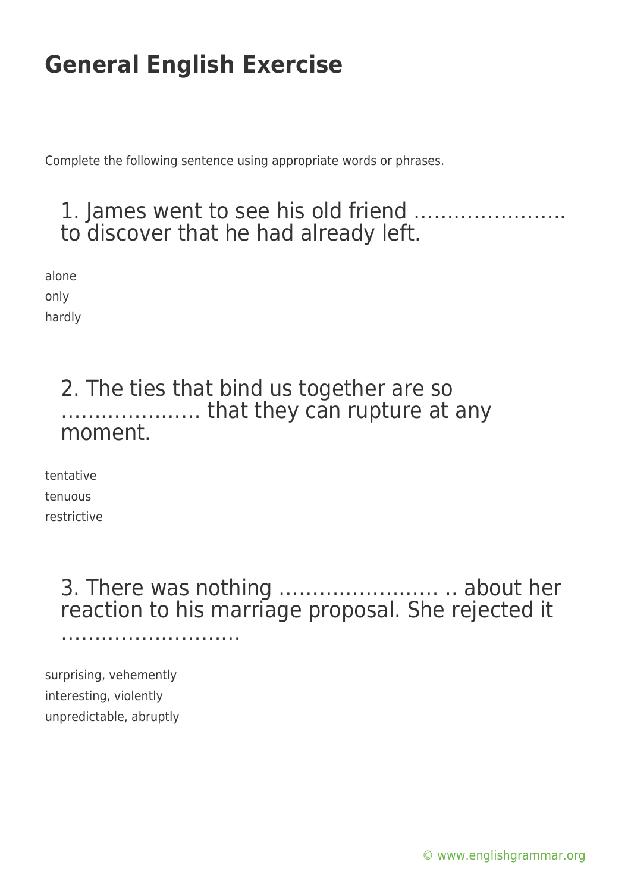# General English Exercise

Complete the following sentence using appropriate words or phrases.

## 1. James went to see his old friend ………………….. to discover that he had already left.

alone

only

hardly

## 2. The ties that bind us together are so ………………… that they can rupture at any moment.

tentative

tenuous

restrictive

## 3. There was nothing …………………… .. about her reaction to his marriage proposal. She rejected it ………………………

surprising, vehemently

interesting, violently

unpredictable, abruptly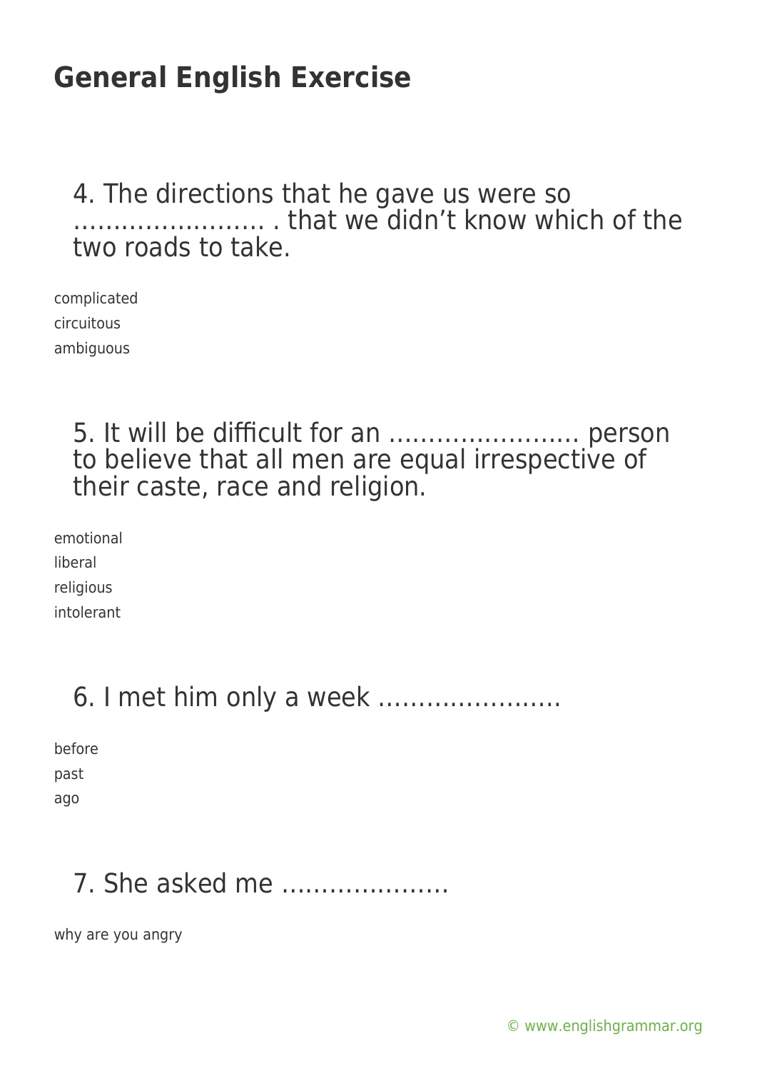# General English Exercise

4. The directions that he gave us were so …………………… . that we didn't know which of the two roads to take.

complicated
circuitous
ambiguous

5. It will be difficult for an …………………… person to believe that all men are equal irrespective of their caste, race and religion.

emotional
liberal
religious
intolerant

6. I met him only a week …………………..

before
past
ago

7. She asked me …………………

why are you angry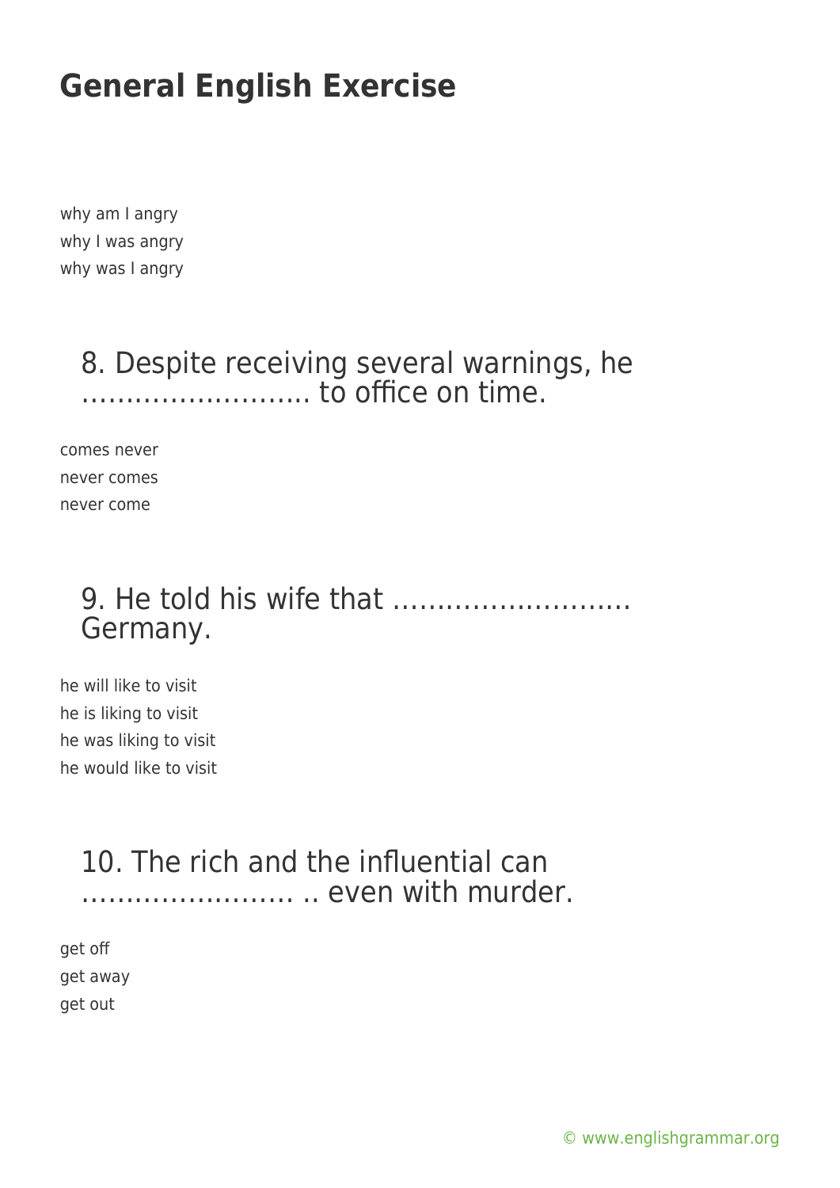why am I angry
why I was angry
why was I angry

## 8. Despite receiving several warnings, he …………………….. to office on time.

comes never
never comes
never come

## 9. He told his wife that ……………………… Germany.

he will like to visit
he is liking to visit
he was liking to visit
he would like to visit

## 10. The rich and the influential can …………………… .. even with murder.

get off
get away
get out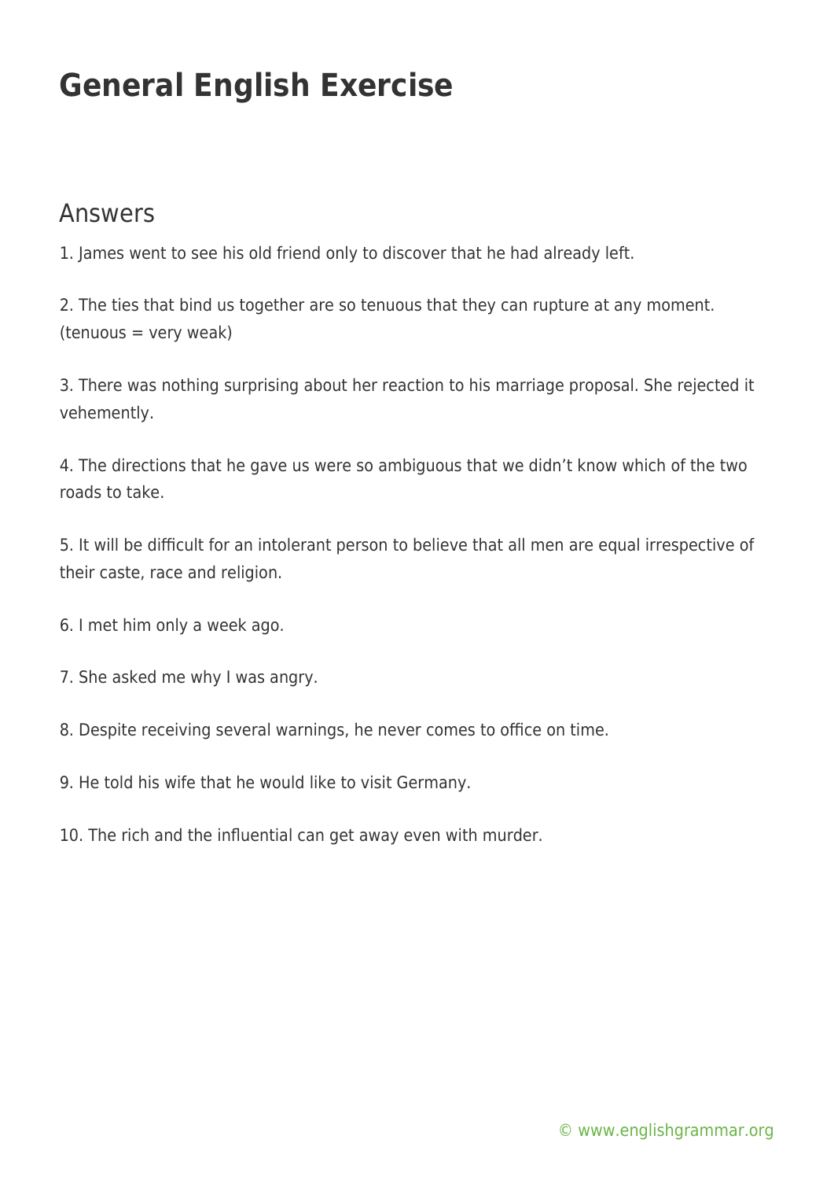# General English Exercise

## Answers

1. James went to see his old friend only to discover that he had already left.

2. The ties that bind us together are so tenuous that they can rupture at any moment. (tenuous = very weak)

3. There was nothing surprising about her reaction to his marriage proposal. She rejected it vehemently.

4. The directions that he gave us were so ambiguous that we didn't know which of the two roads to take.

5. It will be difficult for an intolerant person to believe that all men are equal irrespective of their caste, race and religion.

6. I met him only a week ago.

7. She asked me why I was angry.

8. Despite receiving several warnings, he never comes to office on time.

9. He told his wife that he would like to visit Germany.

10. The rich and the influential can get away even with murder.